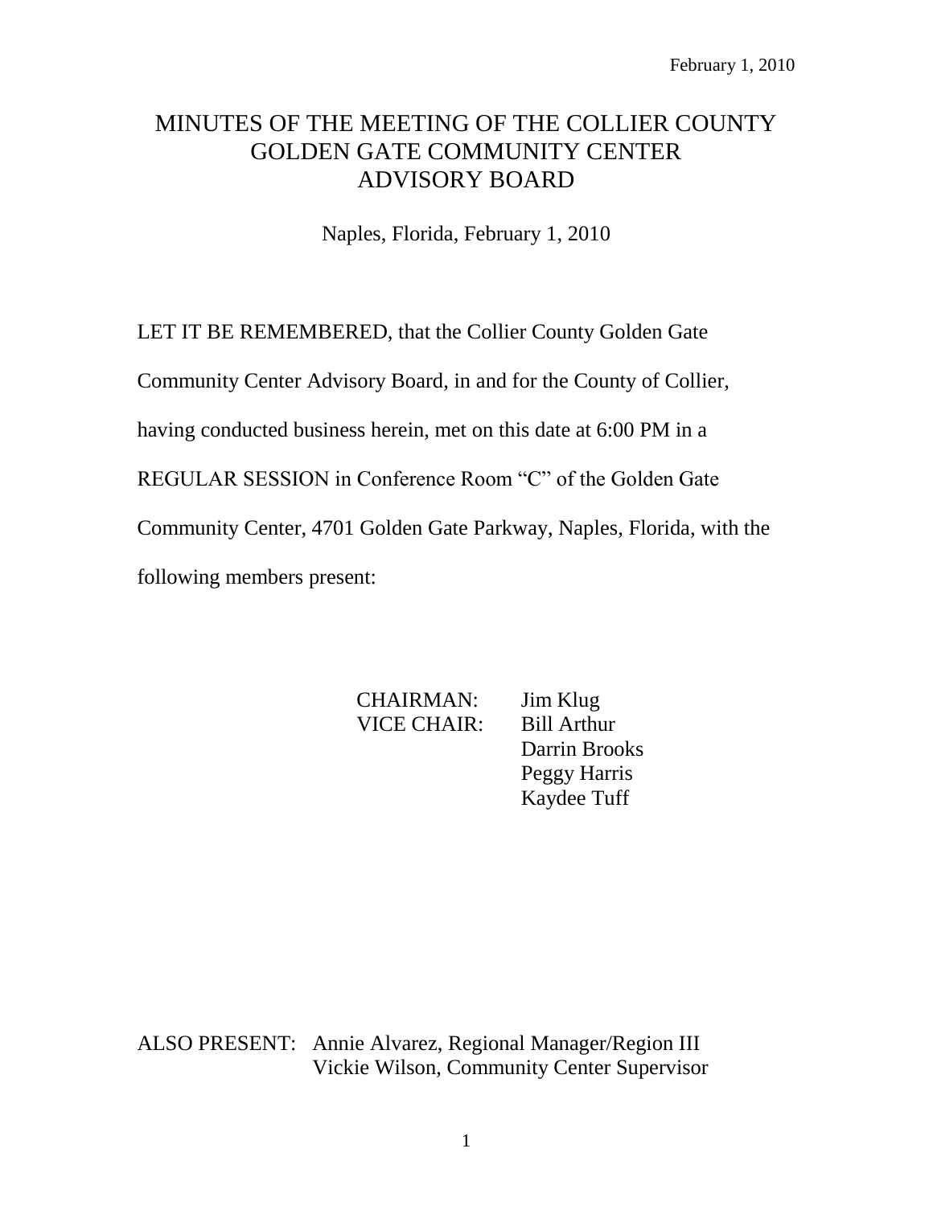February 1, 2010

# MINUTES OF THE MEETING OF THE COLLIER COUNTY GOLDEN GATE COMMUNITY CENTER ADVISORY BOARD

Naples, Florida, February 1, 2010

LET IT BE REMEMBERED, that the Collier County Golden Gate Community Center Advisory Board, in and for the County of Collier, having conducted business herein, met on this date at 6:00 PM in a REGULAR SESSION in Conference Room "C" of the Golden Gate Community Center, 4701 Golden Gate Parkway, Naples, Florida, with the following members present:

CHAIRMAN: Jim Klug
VICE CHAIR: Bill Arthur
Darrin Brooks
Peggy Harris
Kaydee Tuff

ALSO PRESENT: Annie Alvarez, Regional Manager/Region III
Vickie Wilson, Community Center Supervisor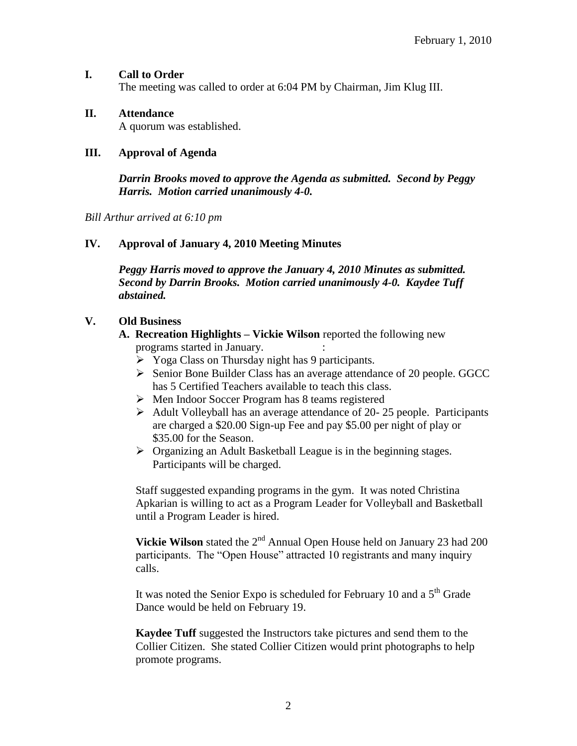February 1, 2010

## I. Call to Order

The meeting was called to order at 6:04 PM by Chairman, Jim Klug III.

## II. Attendance

A quorum was established.

## III. Approval of Agenda

***Darrin Brooks moved to approve the Agenda as submitted. Second by Peggy Harris. Motion carried unanimously 4-0.***

*Bill Arthur arrived at 6:10 pm*

## IV. Approval of January 4, 2010 Meeting Minutes

***Peggy Harris moved to approve the January 4, 2010 Minutes as submitted. Second by Darrin Brooks. Motion carried unanimously 4-0. Kaydee Tuff abstained.***

## V. Old Business

**A. Recreation Highlights – Vickie Wilson** reported the following new programs started in January. :

- Yoga Class on Thursday night has 9 participants.
- Senior Bone Builder Class has an average attendance of 20 people. GGCC has 5 Certified Teachers available to teach this class.
- Men Indoor Soccer Program has 8 teams registered
- Adult Volleyball has an average attendance of 20- 25 people. Participants are charged a $20.00 Sign-up Fee and pay $5.00 per night of play or $35.00 for the Season.
- Organizing an Adult Basketball League is in the beginning stages. Participants will be charged.

Staff suggested expanding programs in the gym. It was noted Christina Apkarian is willing to act as a Program Leader for Volleyball and Basketball until a Program Leader is hired.

**Vickie Wilson** stated the 2nd Annual Open House held on January 23 had 200 participants. The "Open House" attracted 10 registrants and many inquiry calls.

It was noted the Senior Expo is scheduled for February 10 and a 5th Grade Dance would be held on February 19.

**Kaydee Tuff** suggested the Instructors take pictures and send them to the Collier Citizen. She stated Collier Citizen would print photographs to help promote programs.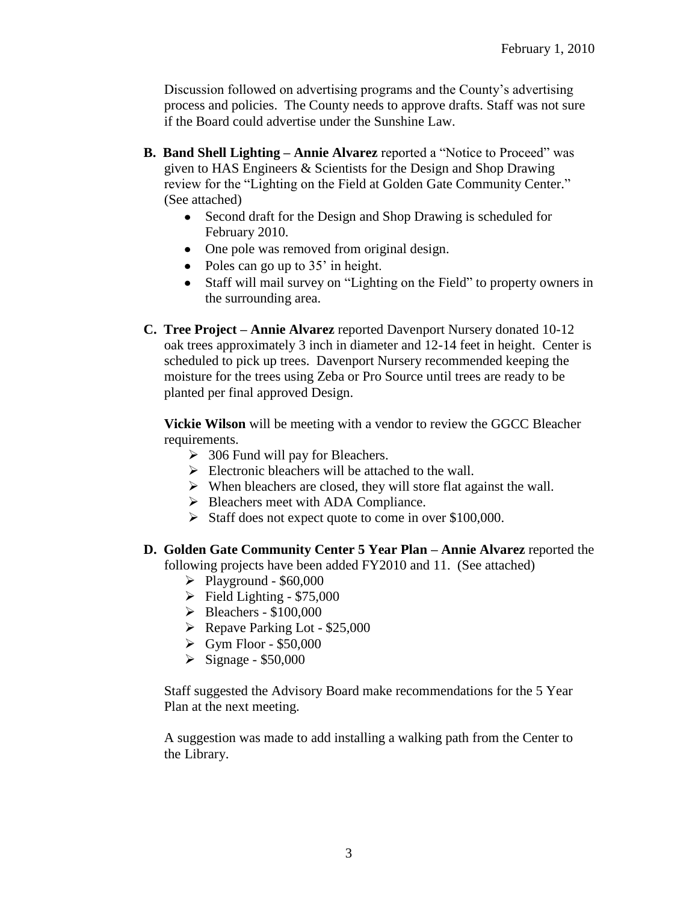Discussion followed on advertising programs and the County's advertising process and policies. The County needs to approve drafts. Staff was not sure if the Board could advertise under the Sunshine Law.

**B. Band Shell Lighting – Annie Alvarez** reported a "Notice to Proceed" was given to HAS Engineers & Scientists for the Design and Shop Drawing review for the "Lighting on the Field at Golden Gate Community Center." (See attached)

- Second draft for the Design and Shop Drawing is scheduled for February 2010.
- One pole was removed from original design.
- Poles can go up to 35' in height.
- Staff will mail survey on "Lighting on the Field" to property owners in the surrounding area.

**C. Tree Project – Annie Alvarez** reported Davenport Nursery donated 10-12 oak trees approximately 3 inch in diameter and 12-14 feet in height. Center is scheduled to pick up trees. Davenport Nursery recommended keeping the moisture for the trees using Zeba or Pro Source until trees are ready to be planted per final approved Design.

**Vickie Wilson** will be meeting with a vendor to review the GGCC Bleacher requirements.

- 306 Fund will pay for Bleachers.
- Electronic bleachers will be attached to the wall.
- When bleachers are closed, they will store flat against the wall.
- Bleachers meet with ADA Compliance.
- Staff does not expect quote to come in over $100,000.

**D. Golden Gate Community Center 5 Year Plan – Annie Alvarez** reported the following projects have been added FY2010 and 11. (See attached)

- Playground - $60,000
- Field Lighting - $75,000
- Bleachers - $100,000
- Repave Parking Lot - $25,000
- Gym Floor - $50,000
- Signage - $50,000

Staff suggested the Advisory Board make recommendations for the 5 Year Plan at the next meeting.

A suggestion was made to add installing a walking path from the Center to the Library.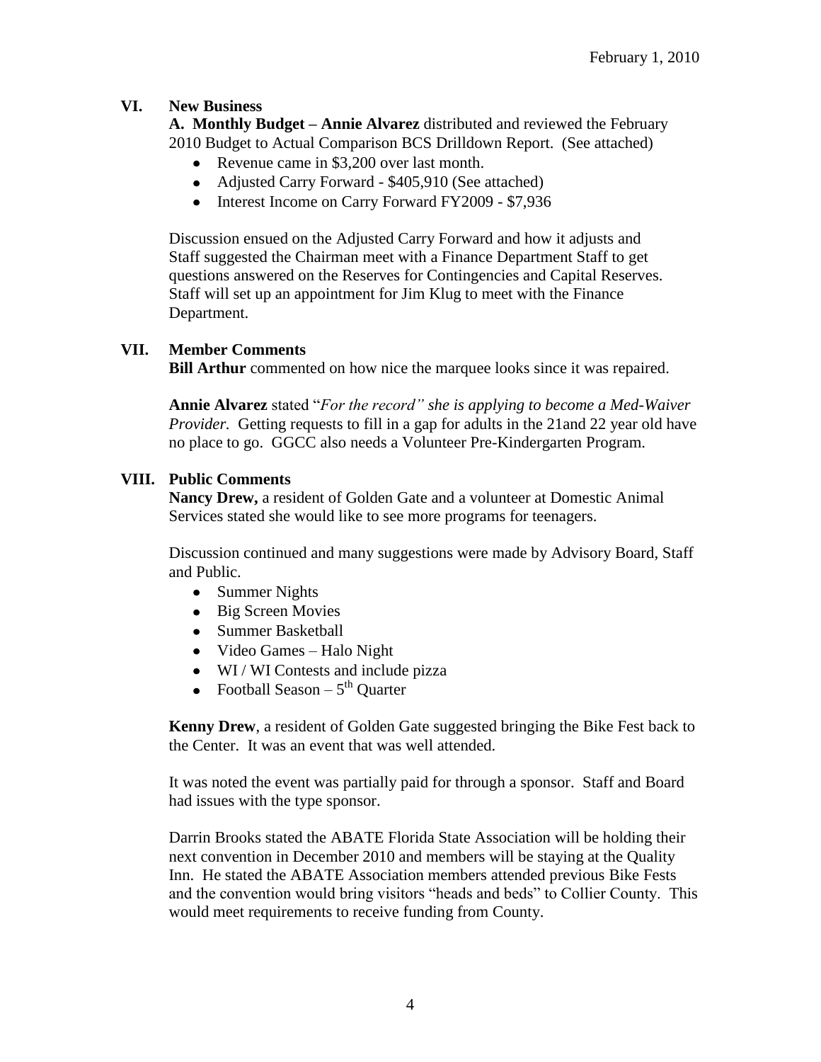February 1, 2010

## VI. New Business

**A. Monthly Budget – Annie Alvarez** distributed and reviewed the February 2010 Budget to Actual Comparison BCS Drilldown Report. (See attached)

- Revenue came in $3,200 over last month.
- Adjusted Carry Forward - $405,910 (See attached)
- Interest Income on Carry Forward FY2009 - $7,936

Discussion ensued on the Adjusted Carry Forward and how it adjusts and Staff suggested the Chairman meet with a Finance Department Staff to get questions answered on the Reserves for Contingencies and Capital Reserves. Staff will set up an appointment for Jim Klug to meet with the Finance Department.

## VII. Member Comments

**Bill Arthur** commented on how nice the marquee looks since it was repaired.

**Annie Alvarez** stated "*For the record" she is applying to become a Med-Waiver Provider.* Getting requests to fill in a gap for adults in the 21and 22 year old have no place to go. GGCC also needs a Volunteer Pre-Kindergarten Program.

## VIII. Public Comments

**Nancy Drew,** a resident of Golden Gate and a volunteer at Domestic Animal Services stated she would like to see more programs for teenagers.

Discussion continued and many suggestions were made by Advisory Board, Staff and Public.

- Summer Nights
- Big Screen Movies
- Summer Basketball
- Video Games – Halo Night
- WI / WI Contests and include pizza
- Football Season – 5th Quarter

**Kenny Drew**, a resident of Golden Gate suggested bringing the Bike Fest back to the Center. It was an event that was well attended.

It was noted the event was partially paid for through a sponsor. Staff and Board had issues with the type sponsor.

Darrin Brooks stated the ABATE Florida State Association will be holding their next convention in December 2010 and members will be staying at the Quality Inn. He stated the ABATE Association members attended previous Bike Fests and the convention would bring visitors "heads and beds" to Collier County. This would meet requirements to receive funding from County.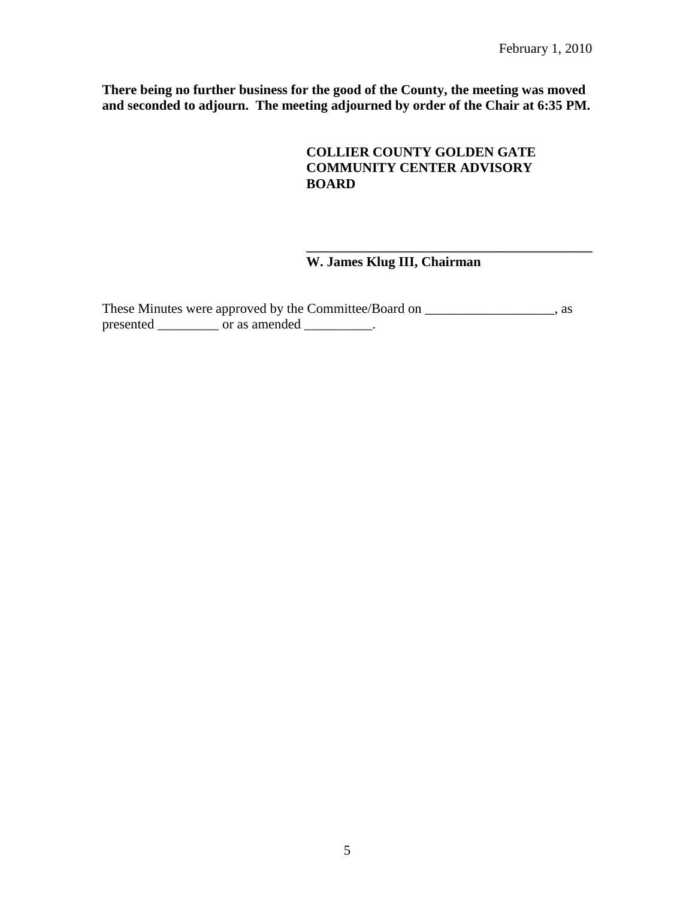**There being no further business for the good of the County, the meeting was moved and seconded to adjourn. The meeting adjourned by order of the Chair at 6:35 PM.**

**COLLIER COUNTY GOLDEN GATE COMMUNITY CENTER ADVISORY BOARD**

\_\_\_\_\_\_\_\_\_\_\_\_\_\_\_\_\_\_\_\_\_\_\_\_\_\_\_\_\_\_\_\_\_\_\_\_\_\_\_\_\_\_\_

**W. James Klug III, Chairman**

These Minutes were approved by the Committee/Board on \_\_\_\_\_\_\_\_\_\_\_\_\_\_\_\_\_\_\_, as presented \_\_\_\_\_\_\_\_\_ or as amended \_\_\_\_\_\_\_\_\_\_.